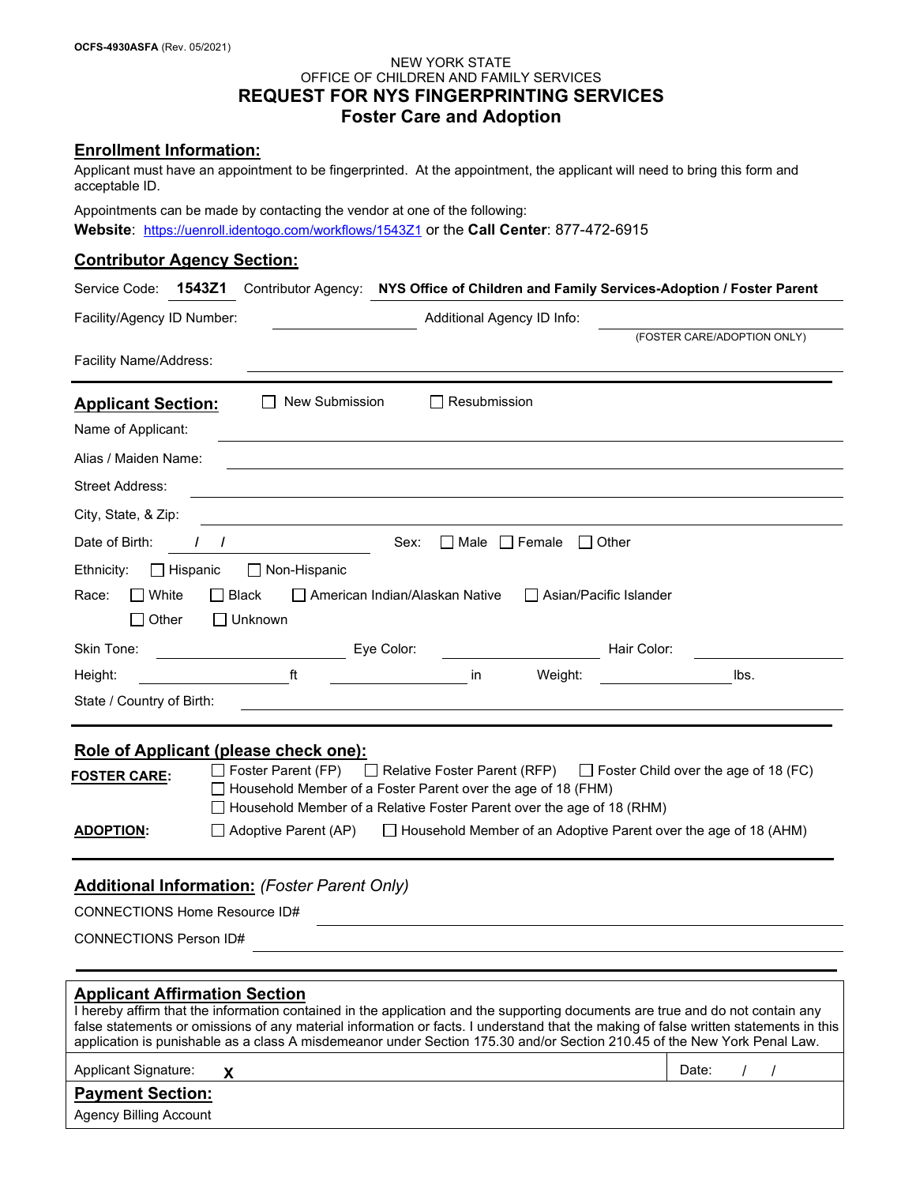OCFS-4930ASFA (Rev. 05/2021)

NEW YORK STATE
OFFICE OF CHILDREN AND FAMILY SERVICES

# REQUEST FOR NYS FINGERPRINTING SERVICES
## Foster Care and Adoption

## Enrollment Information:

Applicant must have an appointment to be fingerprinted. At the appointment, the applicant will need to bring this form and acceptable ID.

Appointments can be made by contacting the vendor at one of the following:
**Website**: https://uenroll.identogo.com/workflows/1543Z1 or the **Call Center**: 877-472-6915

## Contributor Agency Section:

Service Code: **1543Z1** Contributor Agency: **NYS Office of Children and Family Services-Adoption / Foster Parent**

Facility/Agency ID Number: ______________ Additional Agency ID Info: ______________ (FOSTER CARE/ADOPTION ONLY)

Facility Name/Address: ______________

## Applicant Section:

☐ New Submission ☐ Resubmission

Name of Applicant: ______________

Alias / Maiden Name: ______________

Street Address: ______________

City, State, & Zip: ______________

Date of Birth: / / Sex: ☐ Male ☐ Female ☐ Other

Ethnicity: ☐ Hispanic ☐ Non-Hispanic

Race: ☐ White ☐ Black ☐ American Indian/Alaskan Native ☐ Asian/Pacific Islander ☐ Other ☐ Unknown

Skin Tone: ______________ Eye Color: ______________ Hair Color: ______________

Height: ________ ft ________ in Weight: ________ lbs.

State / Country of Birth: ______________

## Role of Applicant (please check one):

**FOSTER CARE**: ☐ Foster Parent (FP) ☐ Relative Foster Parent (RFP) ☐ Foster Child over the age of 18 (FC)
☐ Household Member of a Foster Parent over the age of 18 (FHM)
☐ Household Member of a Relative Foster Parent over the age of 18 (RHM)

**ADOPTION**: ☐ Adoptive Parent (AP) ☐ Household Member of an Adoptive Parent over the age of 18 (AHM)

## Additional Information: *(Foster Parent Only)*

CONNECTIONS Home Resource ID# ______________

CONNECTIONS Person ID# ______________

## Applicant Affirmation Section

I hereby affirm that the information contained in the application and the supporting documents are true and do not contain any false statements or omissions of any material information or facts. I understand that the making of false written statements in this application is punishable as a class A misdemeanor under Section 175.30 and/or Section 210.45 of the New York Penal Law.

Applicant Signature: **X** Date: / /

## Payment Section:

Agency Billing Account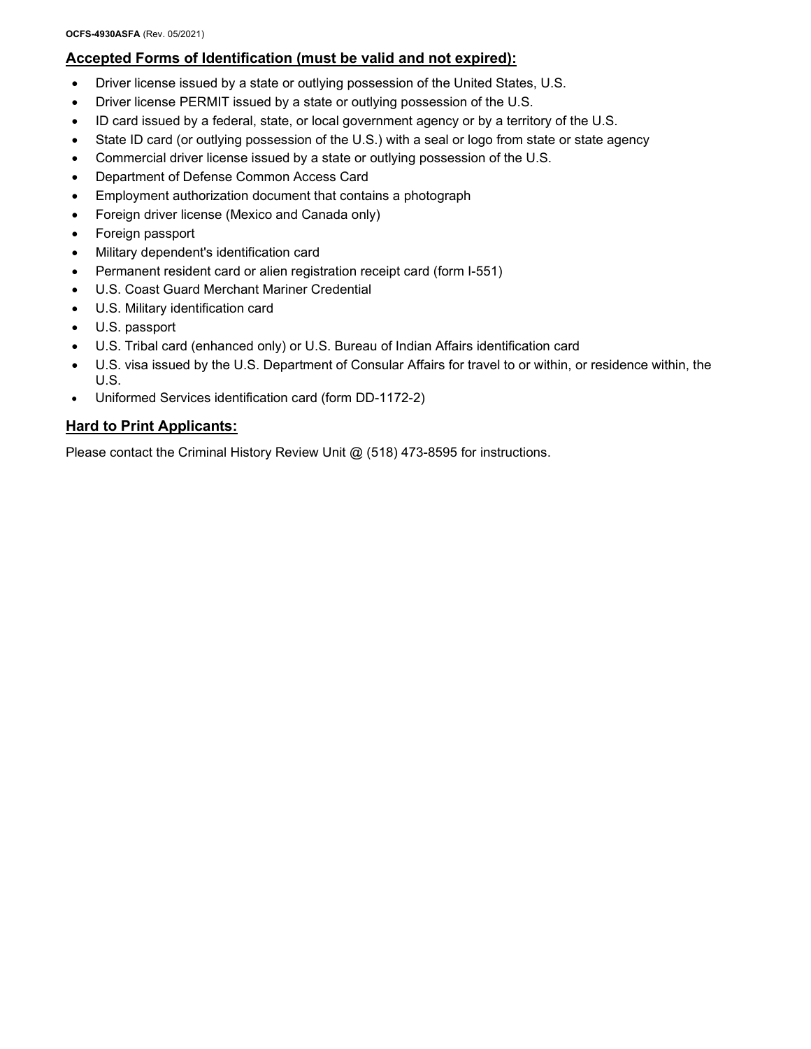## Accepted Forms of Identification (must be valid and not expired):

- Driver license issued by a state or outlying possession of the United States, U.S.
- Driver license PERMIT issued by a state or outlying possession of the U.S.
- ID card issued by a federal, state, or local government agency or by a territory of the U.S.
- State ID card (or outlying possession of the U.S.) with a seal or logo from state or state agency
- Commercial driver license issued by a state or outlying possession of the U.S.
- Department of Defense Common Access Card
- Employment authorization document that contains a photograph
- Foreign driver license (Mexico and Canada only)
- Foreign passport
- Military dependent's identification card
- Permanent resident card or alien registration receipt card (form I-551)
- U.S. Coast Guard Merchant Mariner Credential
- U.S. Military identification card
- U.S. passport
- U.S. Tribal card (enhanced only) or U.S. Bureau of Indian Affairs identification card
- U.S. visa issued by the U.S. Department of Consular Affairs for travel to or within, or residence within, the U.S.
- Uniformed Services identification card (form DD-1172-2)

## Hard to Print Applicants:

Please contact the Criminal History Review Unit @ (518) 473-8595 for instructions.